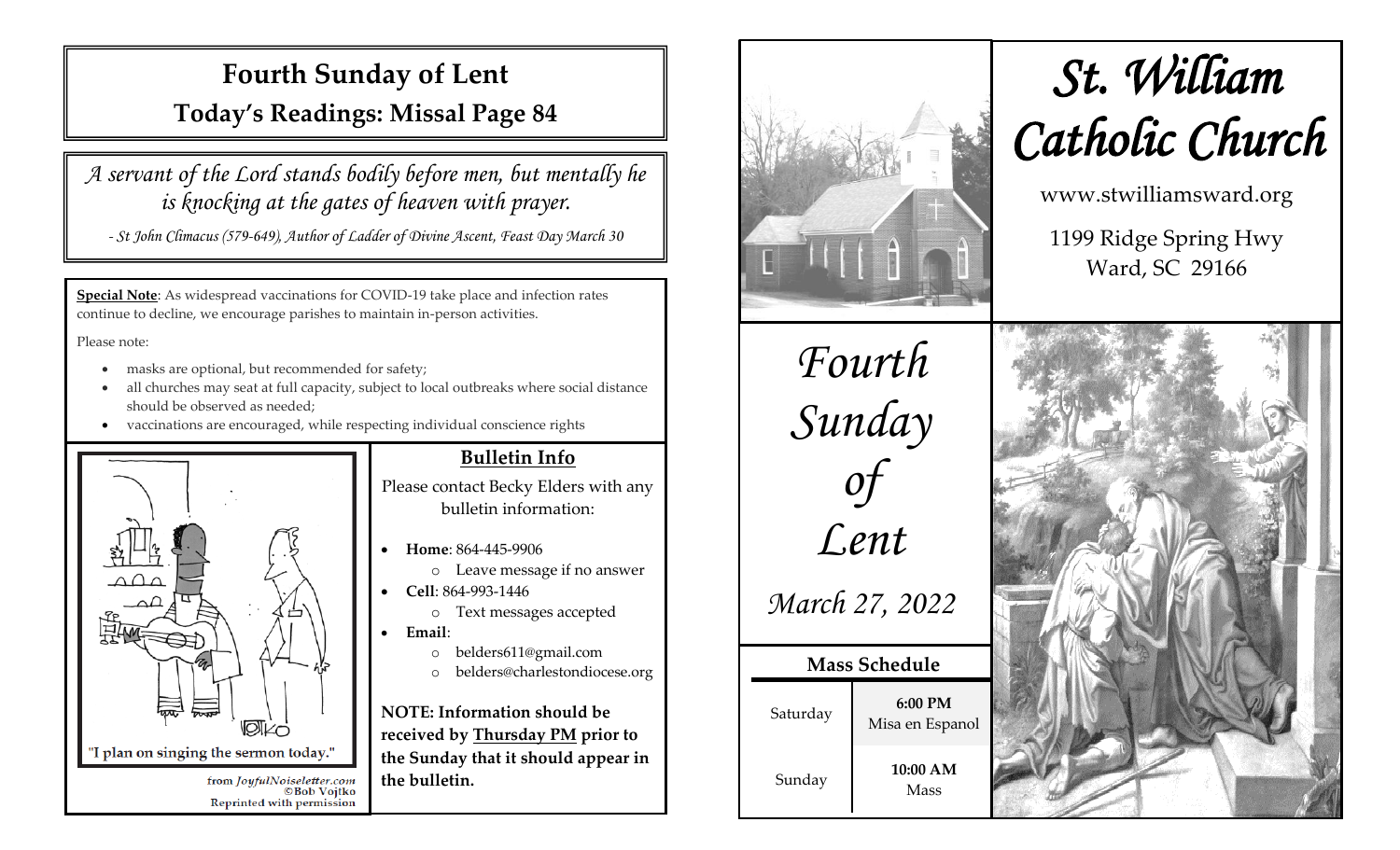# Fourth Sunday of Lent

## Today's Readings: Missal Page 84

*A servant of the Lord stands bodily before men, but mentally he is knocking at the gates of heaven with prayer.*

*- St John Climacus (579-649), Author of Ladder of Divine Ascent, Feast Day March 30*

**Special Note**: As widespread vaccinations for COVID-19 take place and infection rates continue to decline, we encourage parishes to maintain in-person activities.

Please note:

- masks are optional, but recommended for safety;
- all churches may seat at full capacity, subject to local outbreaks where social distance should be observed as needed;
- vaccinations are encouraged, while respecting individual conscience rights

"I plan on singing the sermon today."

from JoyfulNoiseletter.com
©Bob Vojtko
Reprinted with permission

## Bulletin Info

Please contact Becky Elders with any bulletin information:

- **Home**: 864-445-9906
  - Leave message if no answer
- **Cell**: 864-993-1446
  - Text messages accepted
- **Email**:
  - belders611@gmail.com
  - belders@charlestondiocese.org

**NOTE: Information should be received by Thursday PM prior to the Sunday that it should appear in the bulletin.**

# St. William Catholic Church

www.stwilliamsward.org

1199 Ridge Spring Hwy
Ward, SC 29166

*Fourth Sunday of Lent*

*March 27, 2022*

## Mass Schedule

| | |
|---|---|
| Saturday | **6:00 PM** Misa en Espanol |
| Sunday | **10:00 AM** Mass |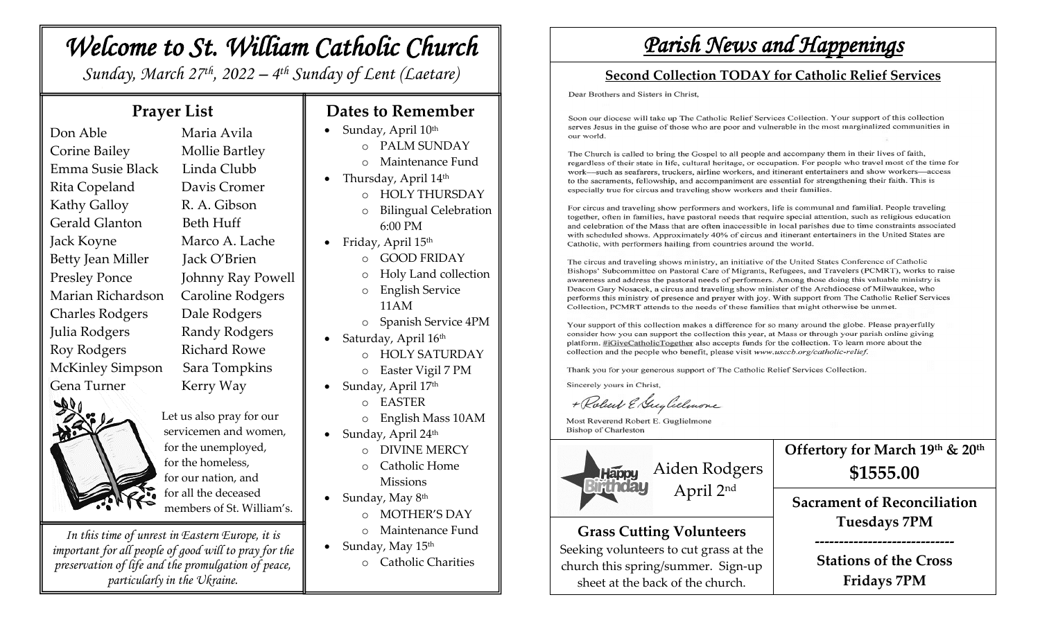# *Welcome to St. William Catholic Church*

*Sunday, March 27th, 2022 – 4th Sunday of Lent (Laetare)*

## Prayer List

Don Able
Maria Avila
Corine Bailey
Mollie Bartley
Emma Susie Black
Linda Clubb
Rita Copeland
Davis Cromer
Kathy Galloy
R. A. Gibson
Gerald Glanton
Beth Huff
Jack Koyne
Marco A. Lache
Betty Jean Miller
Jack O'Brien
Presley Ponce
Johnny Ray Powell
Marian Richardson
Caroline Rodgers
Charles Rodgers
Dale Rodgers
Julia Rodgers
Randy Rodgers
Roy Rodgers
Richard Rowe
McKinley Simpson
Sara Tompkins
Gena Turner
Kerry Way

Let us also pray for our servicemen and women, for the unemployed, for the homeless, for our nation, and for all the deceased members of St. William's.

*In this time of unrest in Eastern Europe, it is important for all people of good will to pray for the preservation of life and the promulgation of peace, particularly in the Ukraine.*

## Dates to Remember

- Sunday, April 10th
  - PALM SUNDAY
  - Maintenance Fund
- Thursday, April 14th
  - HOLY THURSDAY
  - Bilingual Celebration 6:00 PM
- Friday, April 15th
  - GOOD FRIDAY
  - Holy Land collection
  - English Service 11AM
  - Spanish Service 4PM
- Saturday, April 16th
  - HOLY SATURDAY
  - Easter Vigil 7 PM
- Sunday, April 17th
  - EASTER
  - English Mass 10AM
- Sunday, April 24th
  - DIVINE MERCY
  - Catholic Home Missions
- Sunday, May 8th
  - MOTHER'S DAY
  - Maintenance Fund
- Sunday, May 15th
  - Catholic Charities

# *Parish News and Happenings*

## Second Collection TODAY for Catholic Relief Services

Dear Brothers and Sisters in Christ,

Soon our diocese will take up The Catholic Relief Services Collection. Your support of this collection serves Jesus in the guise of those who are poor and vulnerable in the most marginalized communities in our world.

The Church is called to bring the Gospel to all people and accompany them in their lives of faith, regardless of their state in life, cultural heritage, or occupation. For people who travel most of the time for work—such as seafarers, truckers, airline workers, and itinerant entertainers and show workers—access to the sacraments, fellowship, and accompaniment are essential for strengthening their faith. This is especially true for circus and traveling show workers and their families.

For circus and traveling show performers and workers, life is communal and familial. People traveling together, often in families, have pastoral needs that require special attention, such as religious education and celebration of the Mass that are often inaccessible in local parishes due to time constraints associated with scheduled shows. Approximately 40% of circus and itinerant entertainers in the United States are Catholic, with performers hailing from countries around the world.

The circus and traveling shows ministry, an initiative of the United States Conference of Catholic Bishops' Subcommittee on Pastoral Care of Migrants, Refugees, and Travelers (PCMRT), works to raise awareness and address the pastoral needs of performers. Among those doing this valuable ministry is Deacon Gary Nosacek, a circus and traveling show minister of the Archdiocese of Milwaukee, who performs this ministry of presence and prayer with joy. With support from The Catholic Relief Services Collection, PCMRT attends to the needs of these families that might otherwise be unmet.

Your support of this collection makes a difference for so many around the globe. Please prayerfully consider how you can support the collection this year, at Mass or through your parish online giving platform. #iGiveCatholicTogether also accepts funds for the collection. To learn more about the collection and the people who benefit, please visit *www.usccb.org/catholic-relief*.

Thank you for your generous support of The Catholic Relief Services Collection.

Sincerely yours in Christ,

+Robert E. Guglielmone

Most Reverend Robert E. Guglielmone
Bishop of Charleston

Happy Birthday
Aiden Rodgers
April 2nd

**Offertory for March 19th & 20th**

**$1555.00**

**Grass Cutting Volunteers**

Seeking volunteers to cut grass at the church this spring/summer. Sign-up sheet at the back of the church.

**Sacrament of Reconciliation**
**Tuesdays 7PM**

-----------------------------

**Stations of the Cross**
**Fridays 7PM**